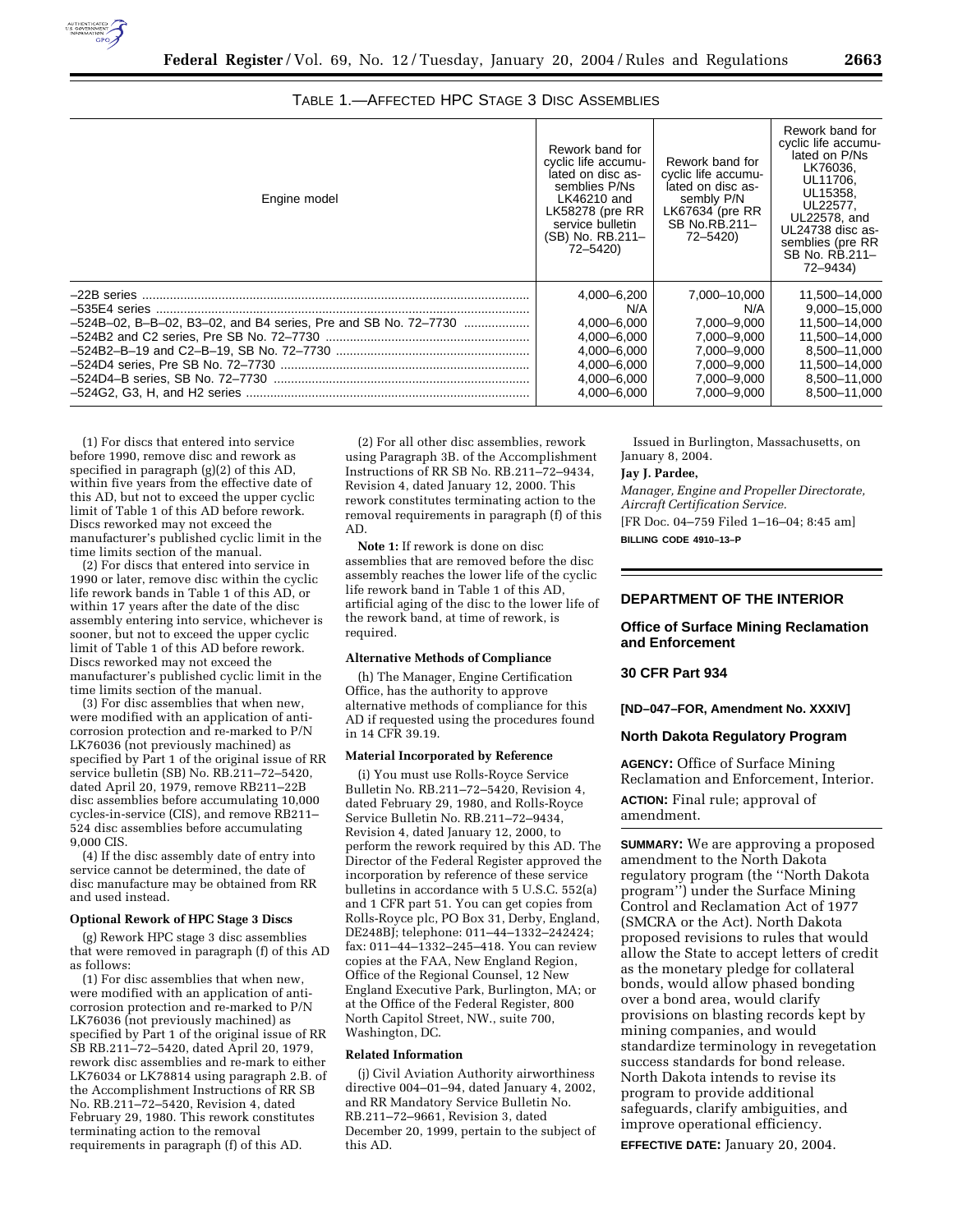TABLE 1.—AFFECTED HPC STAGE 3 DISC ASSEMBLIES

| Engine model | Rework band for cyclic life accumulated on disc assemblies P/Ns LK46210 and LK58278 (pre RR service bulletin (SB) No. RB.211–72–5420) | Rework band for cyclic life accumulated on disc assembly P/N LK67634 (pre RR SB No.RB.211–72–5420) | Rework band for cyclic life accumulated on P/Ns LK76036, UL11706, UL15358, UL22577, UL22578, and UL24738 disc assemblies (pre RR SB No. RB.211–72–9434) |
|---|---|---|---|
| –22B series | 4,000–6,200 | 7,000–10,000 | 11,500–14,000 |
| –535E4 series | N/A | N/A | 9,000–15,000 |
| –524B–02, B–B–02, B3–02, and B4 series, Pre and SB No. 72–7730 | 4,000–6,000 | 7,000–9,000 | 11,500–14,000 |
| –524B2 and C2 series, Pre SB No. 72–7730 | 4,000–6,000 | 7,000–9,000 | 11,500–14,000 |
| –524B2–B–19 and C2–B–19, SB No. 72–7730 | 4,000–6,000 | 7,000–9,000 | 8,500–11,000 |
| –524D4 series, Pre SB No. 72–7730 | 4,000–6,000 | 7,000–9,000 | 11,500–14,000 |
| –524D4–B series, SB No. 72–7730 | 4,000–6,000 | 7,000–9,000 | 8,500–11,000 |
| –524G2, G3, H, and H2 series | 4,000–6,000 | 7,000–9,000 | 8,500–11,000 |

(1) For discs that entered into service before 1990, remove disc and rework as specified in paragraph (g)(2) of this AD, within five years from the effective date of this AD, but not to exceed the upper cyclic limit of Table 1 of this AD before rework. Discs reworked may not exceed the manufacturer's published cyclic limit in the time limits section of the manual.

(2) For discs that entered into service in 1990 or later, remove disc within the cyclic life rework bands in Table 1 of this AD, or within 17 years after the date of the disc assembly entering into service, whichever is sooner, but not to exceed the upper cyclic limit of Table 1 of this AD before rework. Discs reworked may not exceed the manufacturer's published cyclic limit in the time limits section of the manual.

(3) For disc assemblies that when new, were modified with an application of anti-corrosion protection and re-marked to P/N LK76036 (not previously machined) as specified by Part 1 of the original issue of RR service bulletin (SB) No. RB.211–72–5420, dated April 20, 1979, remove RB211–22B disc assemblies before accumulating 10,000 cycles-in-service (CIS), and remove RB211–524 disc assemblies before accumulating 9,000 CIS.

(4) If the disc assembly date of entry into service cannot be determined, the date of disc manufacture may be obtained from RR and used instead.

**Optional Rework of HPC Stage 3 Discs**

(g) Rework HPC stage 3 disc assemblies that were removed in paragraph (f) of this AD as follows:

(1) For disc assemblies that when new, were modified with an application of anti-corrosion protection and re-marked to P/N LK76036 (not previously machined) as specified by Part 1 of the original issue of RR SB RB.211–72–5420, dated April 20, 1979, rework disc assemblies and re-mark to either LK76034 or LK78814 using paragraph 2.B. of the Accomplishment Instructions of RR SB No. RB.211–72–5420, Revision 4, dated February 29, 1980. This rework constitutes terminating action to the removal requirements in paragraph (f) of this AD.

(2) For all other disc assemblies, rework using Paragraph 3B. of the Accomplishment Instructions of RR SB No. RB.211–72–9434, Revision 4, dated January 12, 2000. This rework constitutes terminating action to the removal requirements in paragraph (f) of this AD.

**Note 1:** If rework is done on disc assemblies that are removed before the disc assembly reaches the lower life of the cyclic life rework band in Table 1 of this AD, artificial aging of the disc to the lower life of the rework band, at time of rework, is required.

**Alternative Methods of Compliance**

(h) The Manager, Engine Certification Office, has the authority to approve alternative methods of compliance for this AD if requested using the procedures found in 14 CFR 39.19.

**Material Incorporated by Reference**

(i) You must use Rolls-Royce Service Bulletin No. RB.211–72–5420, Revision 4, dated February 29, 1980, and Rolls-Royce Service Bulletin No. RB.211–72–9434, Revision 4, dated January 12, 2000, to perform the rework required by this AD. The Director of the Federal Register approved the incorporation by reference of these service bulletins in accordance with 5 U.S.C. 552(a) and 1 CFR part 51. You can get copies from Rolls-Royce plc, PO Box 31, Derby, England, DE248BJ; telephone: 011–44–1332–242424; fax: 011–44–1332–245–418. You can review copies at the FAA, New England Region, Office of the Regional Counsel, 12 New England Executive Park, Burlington, MA; or at the Office of the Federal Register, 800 North Capitol Street, NW., suite 700, Washington, DC.

**Related Information**

(j) Civil Aviation Authority airworthiness directive 004–01–94, dated January 4, 2002, and RR Mandatory Service Bulletin No. RB.211–72–9661, Revision 3, dated December 20, 1999, pertain to the subject of this AD.

Issued in Burlington, Massachusetts, on January 8, 2004.

**Jay J. Pardee,**

*Manager, Engine and Propeller Directorate, Aircraft Certification Service.*

[FR Doc. 04–759 Filed 1–16–04; 8:45 am]

**BILLING CODE 4910–13–P**

## DEPARTMENT OF THE INTERIOR

### Office of Surface Mining Reclamation and Enforcement

### 30 CFR Part 934

**[ND–047–FOR, Amendment No. XXXIV]**

### North Dakota Regulatory Program

**AGENCY:** Office of Surface Mining Reclamation and Enforcement, Interior.

**ACTION:** Final rule; approval of amendment.

**SUMMARY:** We are approving a proposed amendment to the North Dakota regulatory program (the "North Dakota program") under the Surface Mining Control and Reclamation Act of 1977 (SMCRA or the Act). North Dakota proposed revisions to rules that would allow the State to accept letters of credit as the monetary pledge for collateral bonds, would allow phased bonding over a bond area, would clarify provisions on blasting records kept by mining companies, and would standardize terminology in revegetation success standards for bond release. North Dakota intends to revise its program to provide additional safeguards, clarify ambiguities, and improve operational efficiency.

**EFFECTIVE DATE:** January 20, 2004.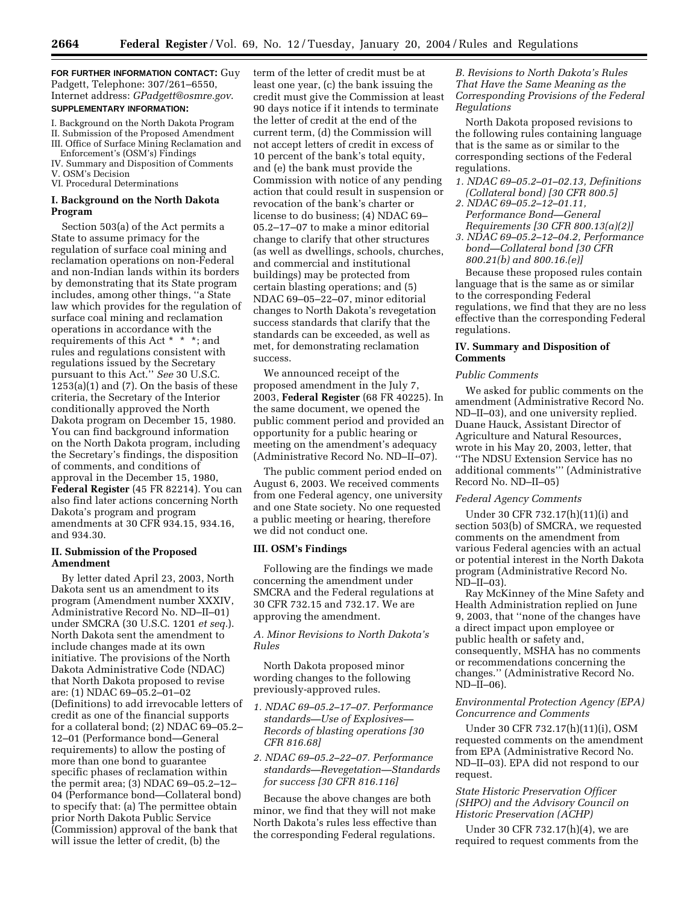**FOR FURTHER INFORMATION CONTACT:** Guy Padgett, Telephone: 307/261–6550, Internet address: *GPadgett@osmre.gov*.

**SUPPLEMENTARY INFORMATION:**

I. Background on the North Dakota Program
II. Submission of the Proposed Amendment
III. Office of Surface Mining Reclamation and Enforcement's (OSM's) Findings
IV. Summary and Disposition of Comments
V. OSM's Decision
VI. Procedural Determinations

## I. Background on the North Dakota Program

Section 503(a) of the Act permits a State to assume primacy for the regulation of surface coal mining and reclamation operations on non-Federal and non-Indian lands within its borders by demonstrating that its State program includes, among other things, ''a State law which provides for the regulation of surface coal mining and reclamation operations in accordance with the requirements of this Act * * *; and rules and regulations consistent with regulations issued by the Secretary pursuant to this Act.'' *See* 30 U.S.C. 1253(a)(1) and (7). On the basis of these criteria, the Secretary of the Interior conditionally approved the North Dakota program on December 15, 1980. You can find background information on the North Dakota program, including the Secretary's findings, the disposition of comments, and conditions of approval in the December 15, 1980, **Federal Register** (45 FR 82214). You can also find later actions concerning North Dakota's program and program amendments at 30 CFR 934.15, 934.16, and 934.30.

## II. Submission of the Proposed Amendment

By letter dated April 23, 2003, North Dakota sent us an amendment to its program (Amendment number XXXIV, Administrative Record No. ND–II–01) under SMCRA (30 U.S.C. 1201 *et seq.*). North Dakota sent the amendment to include changes made at its own initiative. The provisions of the North Dakota Administrative Code (NDAC) that North Dakota proposed to revise are: (1) NDAC 69–05.2–01–02 (Definitions) to add irrevocable letters of credit as one of the financial supports for a collateral bond; (2) NDAC 69–05.2–12–01 (Performance bond—General requirements) to allow the posting of more than one bond to guarantee specific phases of reclamation within the permit area; (3) NDAC 69–05.2–12–04 (Performance bond—Collateral bond) to specify that: (a) The permittee obtain prior North Dakota Public Service (Commission) approval of the bank that will issue the letter of credit, (b) the term of the letter of credit must be at least one year, (c) the bank issuing the credit must give the Commission at least 90 days notice if it intends to terminate the letter of credit at the end of the current term, (d) the Commission will not accept letters of credit in excess of 10 percent of the bank's total equity, and (e) the bank must provide the Commission with notice of any pending action that could result in suspension or revocation of the bank's charter or license to do business; (4) NDAC 69–05.2–17–07 to make a minor editorial change to clarify that other structures (as well as dwellings, schools, churches, and commercial and institutional buildings) may be protected from certain blasting operations; and (5) NDAC 69–05–22–07, minor editorial changes to North Dakota's revegetation success standards that clarify that the standards can be exceeded, as well as met, for demonstrating reclamation success.

We announced receipt of the proposed amendment in the July 7, 2003, **Federal Register** (68 FR 40225). In the same document, we opened the public comment period and provided an opportunity for a public hearing or meeting on the amendment's adequacy (Administrative Record No. ND–II–07).

The public comment period ended on August 6, 2003. We received comments from one Federal agency, one university and one State society. No one requested a public meeting or hearing, therefore we did not conduct one.

## III. OSM's Findings

Following are the findings we made concerning the amendment under SMCRA and the Federal regulations at 30 CFR 732.15 and 732.17. We are approving the amendment.

### *A. Minor Revisions to North Dakota's Rules*

North Dakota proposed minor wording changes to the following previously-approved rules.

1. *NDAC 69–05.2–17–07. Performance standards—Use of Explosives—Records of blasting operations [30 CFR 816.68]*
2. *NDAC 69–05.2–22–07. Performance standards—Revegetation—Standards for success [30 CFR 816.116]*

Because the above changes are both minor, we find that they will not make North Dakota's rules less effective than the corresponding Federal regulations.

### *B. Revisions to North Dakota's Rules That Have the Same Meaning as the Corresponding Provisions of the Federal Regulations*

North Dakota proposed revisions to the following rules containing language that is the same as or similar to the corresponding sections of the Federal regulations.

1. *NDAC 69–05.2–01–02.13, Definitions (Collateral bond) [30 CFR 800.5]*
2. *NDAC 69–05.2–12–01.11, Performance Bond—General Requirements [30 CFR 800.13(a)(2)]*
3. *NDAC 69–05.2–12–04.2, Performance bond—Collateral bond [30 CFR 800.21(b) and 800.16.(e)]*

Because these proposed rules contain language that is the same as or similar to the corresponding Federal regulations, we find that they are no less effective than the corresponding Federal regulations.

## IV. Summary and Disposition of Comments

### *Public Comments*

We asked for public comments on the amendment (Administrative Record No. ND–II–03), and one university replied. Duane Hauck, Assistant Director of Agriculture and Natural Resources, wrote in his May 20, 2003, letter, that ''The NDSU Extension Service has no additional comments''' (Administrative Record No. ND–II–05)

### *Federal Agency Comments*

Under 30 CFR 732.17(h)(11)(i) and section 503(b) of SMCRA, we requested comments on the amendment from various Federal agencies with an actual or potential interest in the North Dakota program (Administrative Record No. ND–II–03).

Ray McKinney of the Mine Safety and Health Administration replied on June 9, 2003, that ''none of the changes have a direct impact upon employee or public health or safety and, consequently, MSHA has no comments or recommendations concerning the changes.'' (Administrative Record No. ND–II–06).

### *Environmental Protection Agency (EPA) Concurrence and Comments*

Under 30 CFR 732.17(h)(11)(i), OSM requested comments on the amendment from EPA (Administrative Record No. ND–II–03). EPA did not respond to our request.

### *State Historic Preservation Officer (SHPO) and the Advisory Council on Historic Preservation (ACHP)*

Under 30 CFR 732.17(h)(4), we are required to request comments from the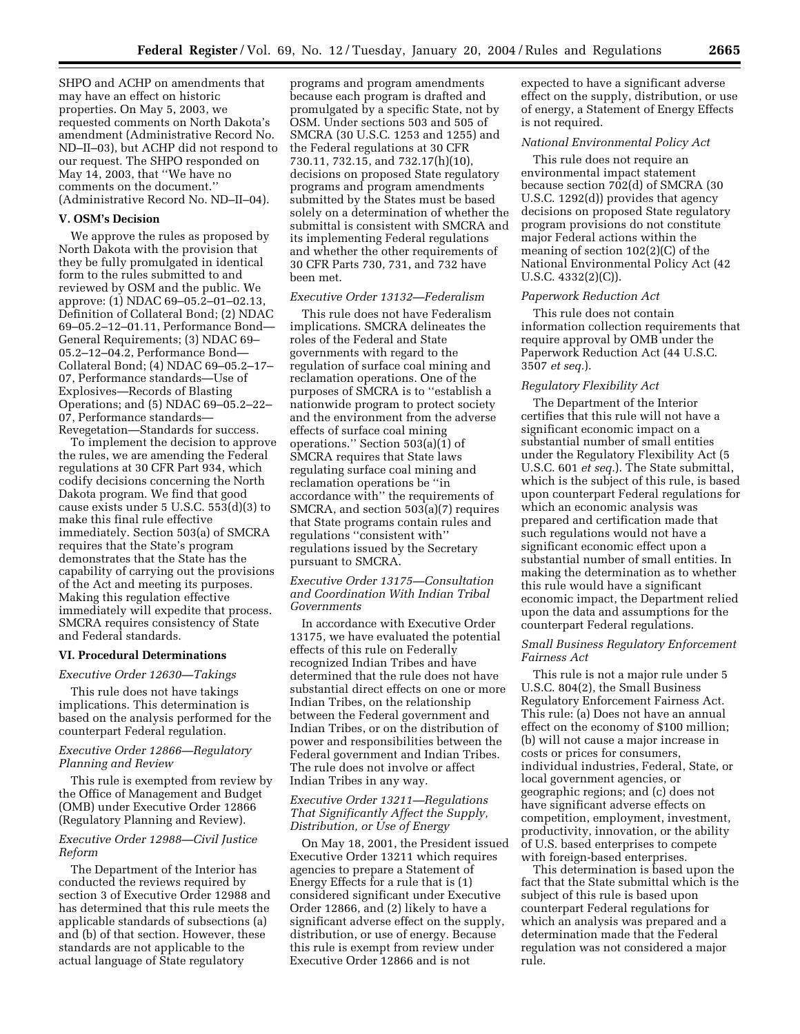SHPO and ACHP on amendments that may have an effect on historic properties. On May 5, 2003, we requested comments on North Dakota's amendment (Administrative Record No. ND–II–03), but ACHP did not respond to our request. The SHPO responded on May 14, 2003, that ''We have no comments on the document.'' (Administrative Record No. ND–II–04).

## V. OSM's Decision

We approve the rules as proposed by North Dakota with the provision that they be fully promulgated in identical form to the rules submitted to and reviewed by OSM and the public. We approve: (1) NDAC 69–05.2–01–02.13, Definition of Collateral Bond; (2) NDAC 69–05.2–12–01.11, Performance Bond—General Requirements; (3) NDAC 69–05.2–12–04.2, Performance Bond—Collateral Bond; (4) NDAC 69–05.2–17–07, Performance standards—Use of Explosives—Records of Blasting Operations; and (5) NDAC 69–05.2–22–07, Performance standards—Revegetation—Standards for success.

To implement the decision to approve the rules, we are amending the Federal regulations at 30 CFR Part 934, which codify decisions concerning the North Dakota program. We find that good cause exists under 5 U.S.C. 553(d)(3) to make this final rule effective immediately. Section 503(a) of SMCRA requires that the State's program demonstrates that the State has the capability of carrying out the provisions of the Act and meeting its purposes. Making this regulation effective immediately will expedite that process. SMCRA requires consistency of State and Federal standards.

## VI. Procedural Determinations

### *Executive Order 12630—Takings*

This rule does not have takings implications. This determination is based on the analysis performed for the counterpart Federal regulation.

### *Executive Order 12866—Regulatory Planning and Review*

This rule is exempted from review by the Office of Management and Budget (OMB) under Executive Order 12866 (Regulatory Planning and Review).

### *Executive Order 12988—Civil Justice Reform*

The Department of the Interior has conducted the reviews required by section 3 of Executive Order 12988 and has determined that this rule meets the applicable standards of subsections (a) and (b) of that section. However, these standards are not applicable to the actual language of State regulatory programs and program amendments because each program is drafted and promulgated by a specific State, not by OSM. Under sections 503 and 505 of SMCRA (30 U.S.C. 1253 and 1255) and the Federal regulations at 30 CFR 730.11, 732.15, and 732.17(h)(10), decisions on proposed State regulatory programs and program amendments submitted by the States must be based solely on a determination of whether the submittal is consistent with SMCRA and its implementing Federal regulations and whether the other requirements of 30 CFR Parts 730, 731, and 732 have been met.

### *Executive Order 13132—Federalism*

This rule does not have Federalism implications. SMCRA delineates the roles of the Federal and State governments with regard to the regulation of surface coal mining and reclamation operations. One of the purposes of SMCRA is to ''establish a nationwide program to protect society and the environment from the adverse effects of surface coal mining operations.'' Section 503(a)(1) of SMCRA requires that State laws regulating surface coal mining and reclamation operations be ''in accordance with'' the requirements of SMCRA, and section 503(a)(7) requires that State programs contain rules and regulations ''consistent with'' regulations issued by the Secretary pursuant to SMCRA.

### *Executive Order 13175—Consultation and Coordination With Indian Tribal Governments*

In accordance with Executive Order 13175, we have evaluated the potential effects of this rule on Federally recognized Indian Tribes and have determined that the rule does not have substantial direct effects on one or more Indian Tribes, on the relationship between the Federal government and Indian Tribes, or on the distribution of power and responsibilities between the Federal government and Indian Tribes. The rule does not involve or affect Indian Tribes in any way.

### *Executive Order 13211—Regulations That Significantly Affect the Supply, Distribution, or Use of Energy*

On May 18, 2001, the President issued Executive Order 13211 which requires agencies to prepare a Statement of Energy Effects for a rule that is (1) considered significant under Executive Order 12866, and (2) likely to have a significant adverse effect on the supply, distribution, or use of energy. Because this rule is exempt from review under Executive Order 12866 and is not expected to have a significant adverse effect on the supply, distribution, or use of energy, a Statement of Energy Effects is not required.

### *National Environmental Policy Act*

This rule does not require an environmental impact statement because section 702(d) of SMCRA (30 U.S.C. 1292(d)) provides that agency decisions on proposed State regulatory program provisions do not constitute major Federal actions within the meaning of section 102(2)(C) of the National Environmental Policy Act (42 U.S.C. 4332(2)(C)).

### *Paperwork Reduction Act*

This rule does not contain information collection requirements that require approval by OMB under the Paperwork Reduction Act (44 U.S.C. 3507 *et seq.*).

### *Regulatory Flexibility Act*

The Department of the Interior certifies that this rule will not have a significant economic impact on a substantial number of small entities under the Regulatory Flexibility Act (5 U.S.C. 601 *et seq.*). The State submittal, which is the subject of this rule, is based upon counterpart Federal regulations for which an economic analysis was prepared and certification made that such regulations would not have a significant economic effect upon a substantial number of small entities. In making the determination as to whether this rule would have a significant economic impact, the Department relied upon the data and assumptions for the counterpart Federal regulations.

### *Small Business Regulatory Enforcement Fairness Act*

This rule is not a major rule under 5 U.S.C. 804(2), the Small Business Regulatory Enforcement Fairness Act. This rule: (a) Does not have an annual effect on the economy of $100 million; (b) will not cause a major increase in costs or prices for consumers, individual industries, Federal, State, or local government agencies, or geographic regions; and (c) does not have significant adverse effects on competition, employment, investment, productivity, innovation, or the ability of U.S. based enterprises to compete with foreign-based enterprises.

This determination is based upon the fact that the State submittal which is the subject of this rule is based upon counterpart Federal regulations for which an analysis was prepared and a determination made that the Federal regulation was not considered a major rule.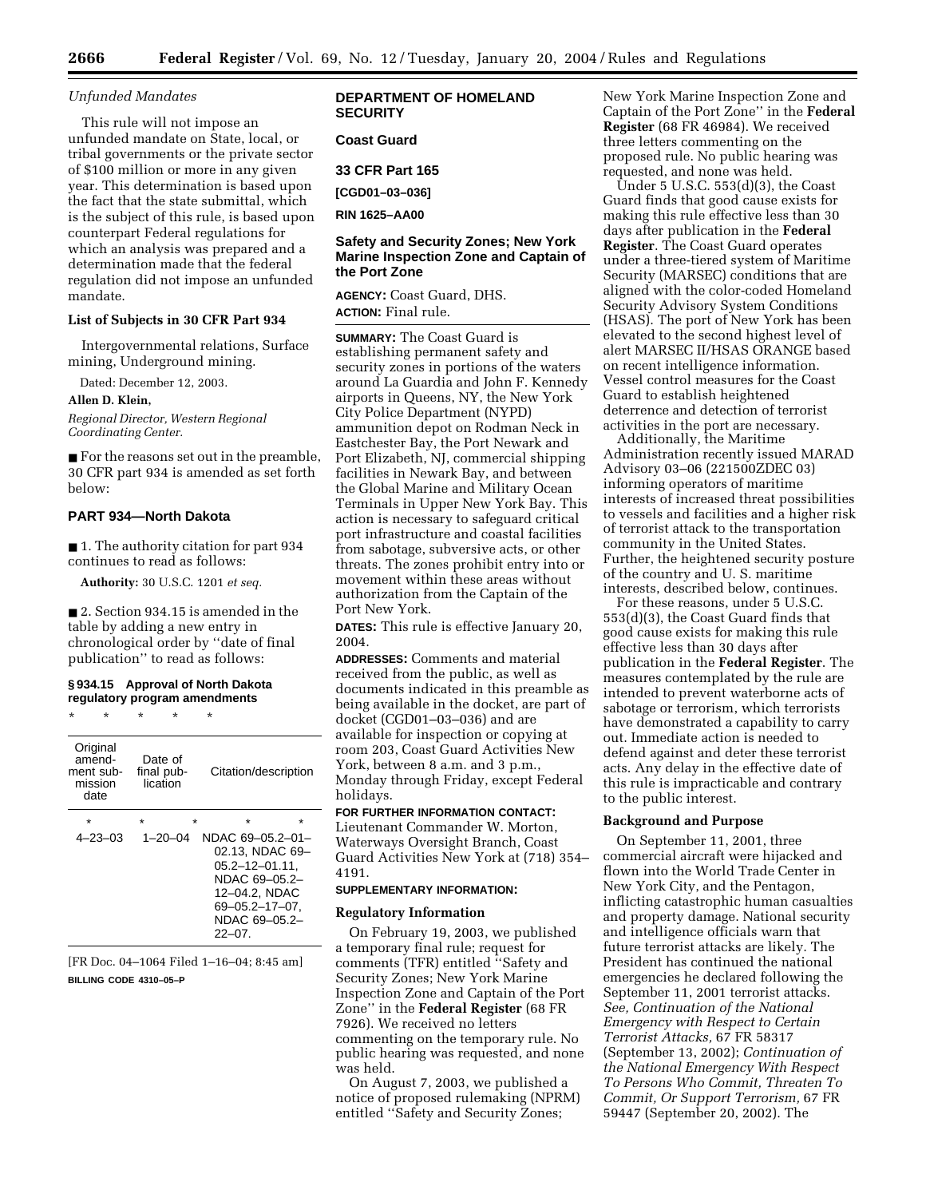*Unfunded Mandates*

This rule will not impose an unfunded mandate on State, local, or tribal governments or the private sector of $100 million or more in any given year. This determination is based upon the fact that the state submittal, which is the subject of this rule, is based upon counterpart Federal regulations for which an analysis was prepared and a determination made that the federal regulation did not impose an unfunded mandate.

**List of Subjects in 30 CFR Part 934**

Intergovernmental relations, Surface mining, Underground mining.

Dated: December 12, 2003.

**Allen D. Klein,**

*Regional Director, Western Regional Coordinating Center.*

■ For the reasons set out in the preamble, 30 CFR part 934 is amended as set forth below:

## PART 934—North Dakota

■ 1. The authority citation for part 934 continues to read as follows:

**Authority:** 30 U.S.C. 1201 *et seq.*

■ 2. Section 934.15 is amended in the table by adding a new entry in chronological order by ''date of final publication'' to read as follows:

**§ 934.15 Approval of North Dakota regulatory program amendments**

\* \* \* \* \*

| Original amendment submission date | Date of final publication | Citation/description |
|---|---|---|
| * | * | * * * |
| 4–23–03 | 1–20–04 | NDAC 69–05.2–01–02.13, NDAC 69–05.2–12–01.11, NDAC 69–05.2–12–04.2, NDAC 69–05.2–17–07, NDAC 69–05.2–22–07. |

[FR Doc. 04–1064 Filed 1–16–04; 8:45 am]

**BILLING CODE 4310–05–P**

**DEPARTMENT OF HOMELAND SECURITY**

**Coast Guard**

**33 CFR Part 165**

**[CGD01–03–036]**

**RIN 1625–AA00**

## Safety and Security Zones; New York Marine Inspection Zone and Captain of the Port Zone

**AGENCY:** Coast Guard, DHS.

**ACTION:** Final rule.

**SUMMARY:** The Coast Guard is establishing permanent safety and security zones in portions of the waters around La Guardia and John F. Kennedy airports in Queens, NY, the New York City Police Department (NYPD) ammunition depot on Rodman Neck in Eastchester Bay, the Port Newark and Port Elizabeth, NJ, commercial shipping facilities in Newark Bay, and between the Global Marine and Military Ocean Terminals in Upper New York Bay. This action is necessary to safeguard critical port infrastructure and coastal facilities from sabotage, subversive acts, or other threats. The zones prohibit entry into or movement within these areas without authorization from the Captain of the Port New York.

**DATES:** This rule is effective January 20, 2004.

**ADDRESSES:** Comments and material received from the public, as well as documents indicated in this preamble as being available in the docket, are part of docket (CGD01–03–036) and are available for inspection or copying at room 203, Coast Guard Activities New York, between 8 a.m. and 3 p.m., Monday through Friday, except Federal holidays.

**FOR FURTHER INFORMATION CONTACT:** Lieutenant Commander W. Morton, Waterways Oversight Branch, Coast Guard Activities New York at (718) 354–4191.

**SUPPLEMENTARY INFORMATION:**

**Regulatory Information**

On February 19, 2003, we published a temporary final rule; request for comments (TFR) entitled ''Safety and Security Zones; New York Marine Inspection Zone and Captain of the Port Zone'' in the **Federal Register** (68 FR 7926). We received no letters commenting on the temporary rule. No public hearing was requested, and none was held.

On August 7, 2003, we published a notice of proposed rulemaking (NPRM) entitled ''Safety and Security Zones; New York Marine Inspection Zone and Captain of the Port Zone'' in the **Federal Register** (68 FR 46984). We received three letters commenting on the proposed rule. No public hearing was requested, and none was held.

Under 5 U.S.C. 553(d)(3), the Coast Guard finds that good cause exists for making this rule effective less than 30 days after publication in the **Federal Register**. The Coast Guard operates under a three-tiered system of Maritime Security (MARSEC) conditions that are aligned with the color-coded Homeland Security Advisory System Conditions (HSAS). The port of New York has been elevated to the second highest level of alert MARSEC II/HSAS ORANGE based on recent intelligence information. Vessel control measures for the Coast Guard to establish heightened deterrence and detection of terrorist activities in the port are necessary.

Additionally, the Maritime Administration recently issued MARAD Advisory 03–06 (221500ZDEC 03) informing operators of maritime interests of increased threat possibilities to vessels and facilities and a higher risk of terrorist attack to the transportation community in the United States. Further, the heightened security posture of the country and U. S. maritime interests, described below, continues.

For these reasons, under 5 U.S.C. 553(d)(3), the Coast Guard finds that good cause exists for making this rule effective less than 30 days after publication in the **Federal Register**. The measures contemplated by the rule are intended to prevent waterborne acts of sabotage or terrorism, which terrorists have demonstrated a capability to carry out. Immediate action is needed to defend against and deter these terrorist acts. Any delay in the effective date of this rule is impracticable and contrary to the public interest.

**Background and Purpose**

On September 11, 2001, three commercial aircraft were hijacked and flown into the World Trade Center in New York City, and the Pentagon, inflicting catastrophic human casualties and property damage. National security and intelligence officials warn that future terrorist attacks are likely. The President has continued the national emergencies he declared following the September 11, 2001 terrorist attacks. *See, Continuation of the National Emergency with Respect to Certain Terrorist Attacks,* 67 FR 58317 (September 13, 2002); *Continuation of the National Emergency With Respect To Persons Who Commit, Threaten To Commit, Or Support Terrorism,* 67 FR 59447 (September 20, 2002). The